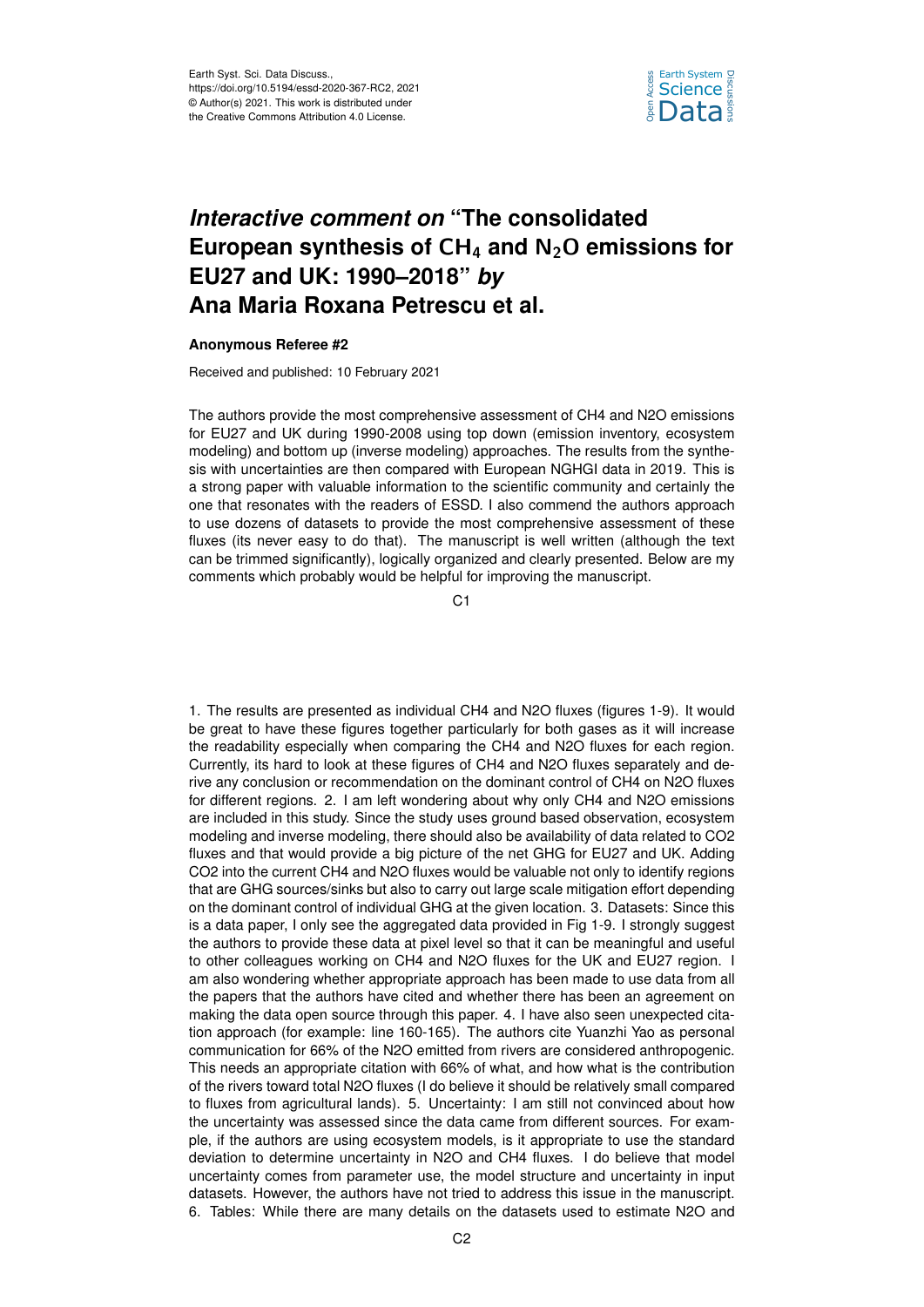# *Interactive comment on* "The consolidated European synthesis of $CH_4$ and $N_2O$ emissions for EU27 and UK: 1990–2018" *by* Ana Maria Roxana Petrescu et al.

**Anonymous Referee #2**

Received and published: 10 February 2021

The authors provide the most comprehensive assessment of CH4 and N2O emissions for EU27 and UK during 1990-2008 using top down (emission inventory, ecosystem modeling) and bottom up (inverse modeling) approaches. The results from the synthesis with uncertainties are then compared with European NGHGI data in 2019. This is a strong paper with valuable information to the scientific community and certainly the one that resonates with the readers of ESSD. I also commend the authors approach to use dozens of datasets to provide the most comprehensive assessment of these fluxes (its never easy to do that). The manuscript is well written (although the text can be trimmed significantly), logically organized and clearly presented. Below are my comments which probably would be helpful for improving the manuscript.

1. The results are presented as individual CH4 and N2O fluxes (figures 1-9). It would be great to have these figures together particularly for both gases as it will increase the readability especially when comparing the CH4 and N2O fluxes for each region. Currently, its hard to look at these figures of CH4 and N2O fluxes separately and derive any conclusion or recommendation on the dominant control of CH4 on N2O fluxes for different regions. 2. I am left wondering about why only CH4 and N2O emissions are included in this study. Since the study uses ground based observation, ecosystem modeling and inverse modeling, there should also be availability of data related to CO2 fluxes and that would provide a big picture of the net GHG for EU27 and UK. Adding CO2 into the current CH4 and N2O fluxes would be valuable not only to identify regions that are GHG sources/sinks but also to carry out large scale mitigation effort depending on the dominant control of individual GHG at the given location. 3. Datasets: Since this is a data paper, I only see the aggregated data provided in Fig 1-9. I strongly suggest the authors to provide these data at pixel level so that it can be meaningful and useful to other colleagues working on CH4 and N2O fluxes for the UK and EU27 region. I am also wondering whether appropriate approach has been made to use data from all the papers that the authors have cited and whether there has been an agreement on making the data open source through this paper. 4. I have also seen unexpected citation approach (for example: line 160-165). The authors cite Yuanzhi Yao as personal communication for 66% of the N2O emitted from rivers are considered anthropogenic. This needs an appropriate citation with 66% of what, and how what is the contribution of the rivers toward total N2O fluxes (I do believe it should be relatively small compared to fluxes from agricultural lands). 5. Uncertainty: I am still not convinced about how the uncertainty was assessed since the data came from different sources. For example, if the authors are using ecosystem models, is it appropriate to use the standard deviation to determine uncertainty in N2O and CH4 fluxes. I do believe that model uncertainty comes from parameter use, the model structure and uncertainty in input datasets. However, the authors have not tried to address this issue in the manuscript. 6. Tables: While there are many details on the datasets used to estimate N2O and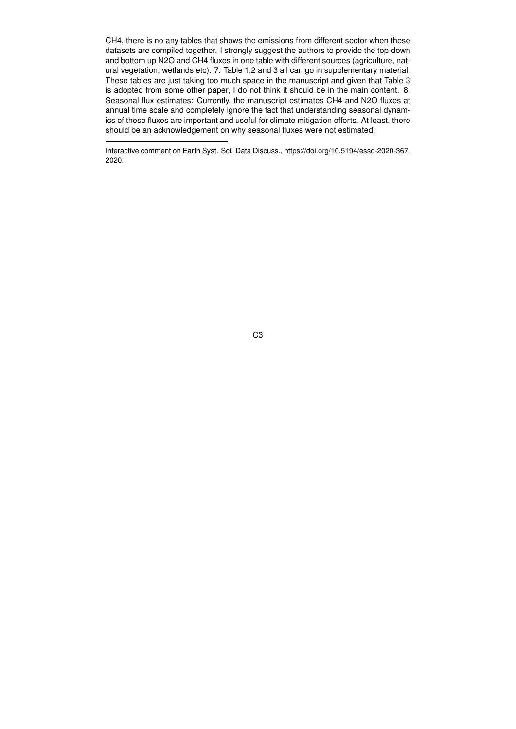CH4, there is no any tables that shows the emissions from different sector when these datasets are compiled together. I strongly suggest the authors to provide the top-down and bottom up N2O and CH4 fluxes in one table with different sources (agriculture, natural vegetation, wetlands etc). 7. Table 1,2 and 3 all can go in supplementary material. These tables are just taking too much space in the manuscript and given that Table 3 is adopted from some other paper, I do not think it should be in the main content. 8. Seasonal flux estimates: Currently, the manuscript estimates CH4 and N2O fluxes at annual time scale and completely ignore the fact that understanding seasonal dynamics of these fluxes are important and useful for climate mitigation efforts. At least, there should be an acknowledgement on why seasonal fluxes were not estimated.

---

Interactive comment on Earth Syst. Sci. Data Discuss., https://doi.org/10.5194/essd-2020-367, 2020.